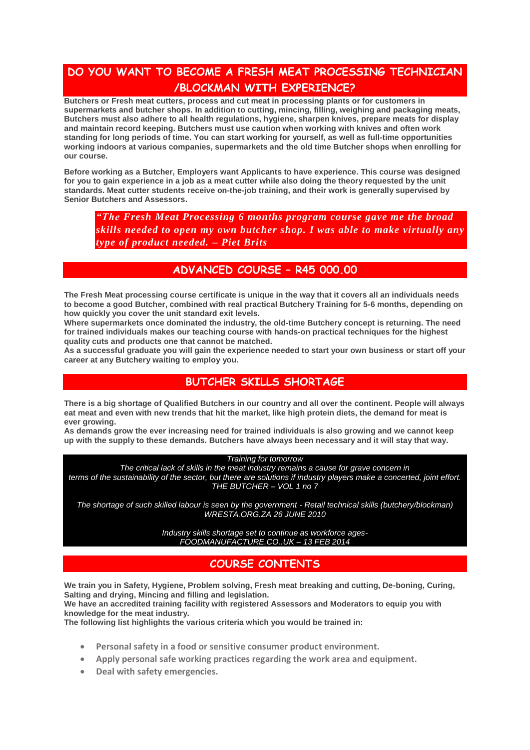# DO YOU WANT TO BECOME A FRESH MEAT PROCESSING TECHNICIAN /BLOCKMAN WITH EXPERIENCE?

**Butchers or Fresh meat cutters, process and cut meat in processing plants or for customers in supermarkets and butcher shops. In addition to cutting, mincing, filling, weighing and packaging meats, Butchers must also adhere to all health regulations, hygiene, sharpen knives, prepare meats for display and maintain record keeping. Butchers must use caution when working with knives and often work standing for long periods of time. You can start working for yourself, as well as full-time opportunities working indoors at various companies, supermarkets and the old time Butcher shops when enrolling for our course.**

**Before working as a Butcher, Employers want Applicants to have experience. This course was designed for you to gain experience in a job as a meat cutter while also doing the theory requested by the unit standards. Meat cutter students receive on-the-job training, and their work is generally supervised by Senior Butchers and Assessors.**

> ***"The Fresh Meat Processing 6 months program course gave me the broad skills needed to open my own butcher shop. I was able to make virtually any type of product needed. – Piet Brits***

## ADVANCED COURSE – R45 000.00

**The Fresh Meat processing course certificate is unique in the way that it covers all an individuals needs to become a good Butcher, combined with real practical Butchery Training for 5-6 months, depending on how quickly you cover the unit standard exit levels.**
**Where supermarkets once dominated the industry, the old-time Butchery concept is returning. The need for trained individuals makes our teaching course with hands-on practical techniques for the highest quality cuts and products one that cannot be matched.**
**As a successful graduate you will gain the experience needed to start your own business or start off your career at any Butchery waiting to employ you.**

## BUTCHER SKILLS SHORTAGE

**There is a big shortage of Qualified Butchers in our country and all over the continent. People will always eat meat and even with new trends that hit the market, like high protein diets, the demand for meat is ever growing.**
**As demands grow the ever increasing need for trained individuals is also growing and we cannot keep up with the supply to these demands. Butchers have always been necessary and it will stay that way.**

*Training for tomorrow*
*The critical lack of skills in the meat industry remains a cause for grave concern in terms of the sustainability of the sector, but there are solutions if industry players make a concerted, joint effort.*
*THE BUTCHER – VOL 1 no 7*

*The shortage of such skilled labour is seen by the government - Retail technical skills (butchery/blockman)*
*WRESTA.ORG.ZA 26 JUNE 2010*

*Industry skills shortage set to continue as workforce ages-*
*FOODMANUFACTURE.CO..UK – 13 FEB 2014*

## COURSE CONTENTS

**We train you in Safety, Hygiene, Problem solving, Fresh meat breaking and cutting, De-boning, Curing, Salting and drying, Mincing and filling and legislation.**
**We have an accredited training facility with registered Assessors and Moderators to equip you with knowledge for the meat industry.**
**The following list highlights the various criteria which you would be trained in:**

- **Personal safety in a food or sensitive consumer product environment.**
- **Apply personal safe working practices regarding the work area and equipment.**
- **Deal with safety emergencies.**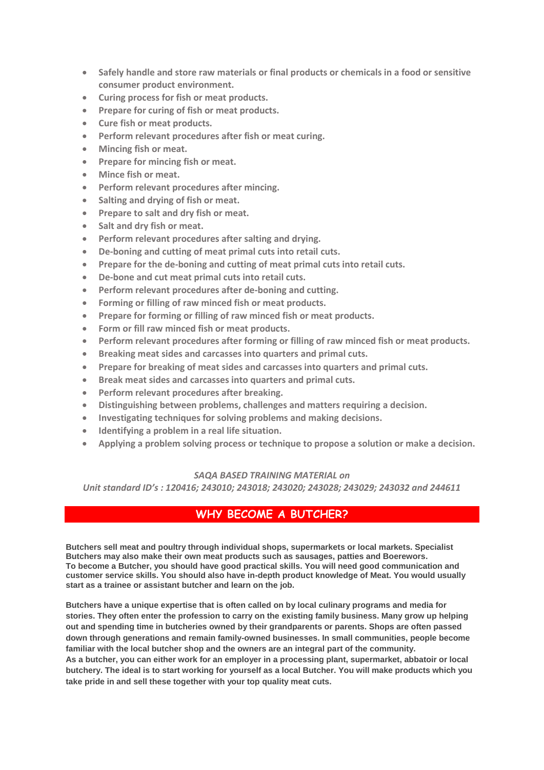- **Safely handle and store raw materials or final products or chemicals in a food or sensitive consumer product environment.**
- **Curing process for fish or meat products.**
- **Prepare for curing of fish or meat products.**
- **Cure fish or meat products.**
- **Perform relevant procedures after fish or meat curing.**
- **Mincing fish or meat.**
- **Prepare for mincing fish or meat.**
- **Mince fish or meat.**
- **Perform relevant procedures after mincing.**
- **Salting and drying of fish or meat.**
- **Prepare to salt and dry fish or meat.**
- **Salt and dry fish or meat.**
- **Perform relevant procedures after salting and drying.**
- **De-boning and cutting of meat primal cuts into retail cuts.**
- **Prepare for the de-boning and cutting of meat primal cuts into retail cuts.**
- **De-bone and cut meat primal cuts into retail cuts.**
- **Perform relevant procedures after de-boning and cutting.**
- **Forming or filling of raw minced fish or meat products.**
- **Prepare for forming or filling of raw minced fish or meat products.**
- **Form or fill raw minced fish or meat products.**
- **Perform relevant procedures after forming or filling of raw minced fish or meat products.**
- **Breaking meat sides and carcasses into quarters and primal cuts.**
- **Prepare for breaking of meat sides and carcasses into quarters and primal cuts.**
- **Break meat sides and carcasses into quarters and primal cuts.**
- **Perform relevant procedures after breaking.**
- **Distinguishing between problems, challenges and matters requiring a decision.**
- **Investigating techniques for solving problems and making decisions.**
- **Identifying a problem in a real life situation.**
- **Applying a problem solving process or technique to propose a solution or make a decision.**

*SAQA BASED TRAINING MATERIAL on*
*Unit standard ID's : 120416; 243010; 243018; 243020; 243028; 243029; 243032 and 244611*

## WHY BECOME A BUTCHER?

**Butchers sell meat and poultry through individual shops, supermarkets or local markets. Specialist Butchers may also make their own meat products such as sausages, patties and Boerewors.
To become a Butcher, you should have good practical skills. You will need good communication and customer service skills. You should also have in-depth product knowledge of Meat. You would usually start as a trainee or assistant butcher and learn on the job.**

**Butchers have a unique expertise that is often called on by local culinary programs and media for stories. They often enter the profession to carry on the existing family business. Many grow up helping out and spending time in butcheries owned by their grandparents or parents. Shops are often passed down through generations and remain family-owned businesses. In small communities, people become familiar with the local butcher shop and the owners are an integral part of the community.
As a butcher, you can either work for an employer in a processing plant, supermarket, abbatoir or local butchery. The ideal is to start working for yourself as a local Butcher. You will make products which you take pride in and sell these together with your top quality meat cuts.**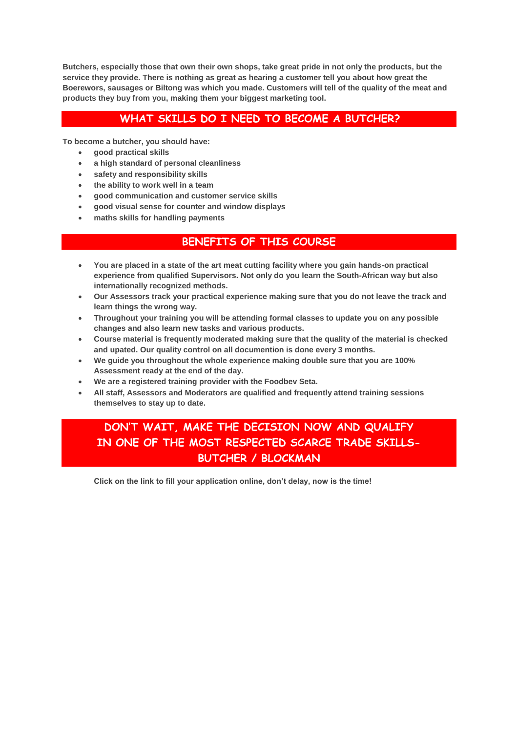**Butchers, especially those that own their own shops, take great pride in not only the products, but the service they provide. There is nothing as great as hearing a customer tell you about how great the Boerewors, sausages or Biltong was which you made. Customers will tell of the quality of the meat and products they buy from you, making them your biggest marketing tool.**

## WHAT SKILLS DO I NEED TO BECOME A BUTCHER?

**To become a butcher, you should have:**

- **good practical skills**
- **a high standard of personal cleanliness**
- **safety and responsibility skills**
- **the ability to work well in a team**
- **good communication and customer service skills**
- **good visual sense for counter and window displays**
- **maths skills for handling payments**

## BENEFITS OF THIS COURSE

- **You are placed in a state of the art meat cutting facility where you gain hands-on practical experience from qualified Supervisors. Not only do you learn the South-African way but also internationally recognized methods.**
- **Our Assessors track your practical experience making sure that you do not leave the track and learn things the wrong way.**
- **Throughout your training you will be attending formal classes to update you on any possible changes and also learn new tasks and various products.**
- **Course material is frequently moderated making sure that the quality of the material is checked and upated. Our quality control on all documention is done every 3 months.**
- **We guide you throughout the whole experience making double sure that you are 100% Assessment ready at the end of the day.**
- **We are a registered training provider with the Foodbev Seta.**
- **All staff, Assessors and Moderators are qualified and frequently attend training sessions themselves to stay up to date.**

## DON'T WAIT, MAKE THE DECISION NOW AND QUALIFY IN ONE OF THE MOST RESPECTED SCARCE TRADE SKILLS- BUTCHER / BLOCKMAN

**Click on the link to fill your application online, don't delay, now is the time!**